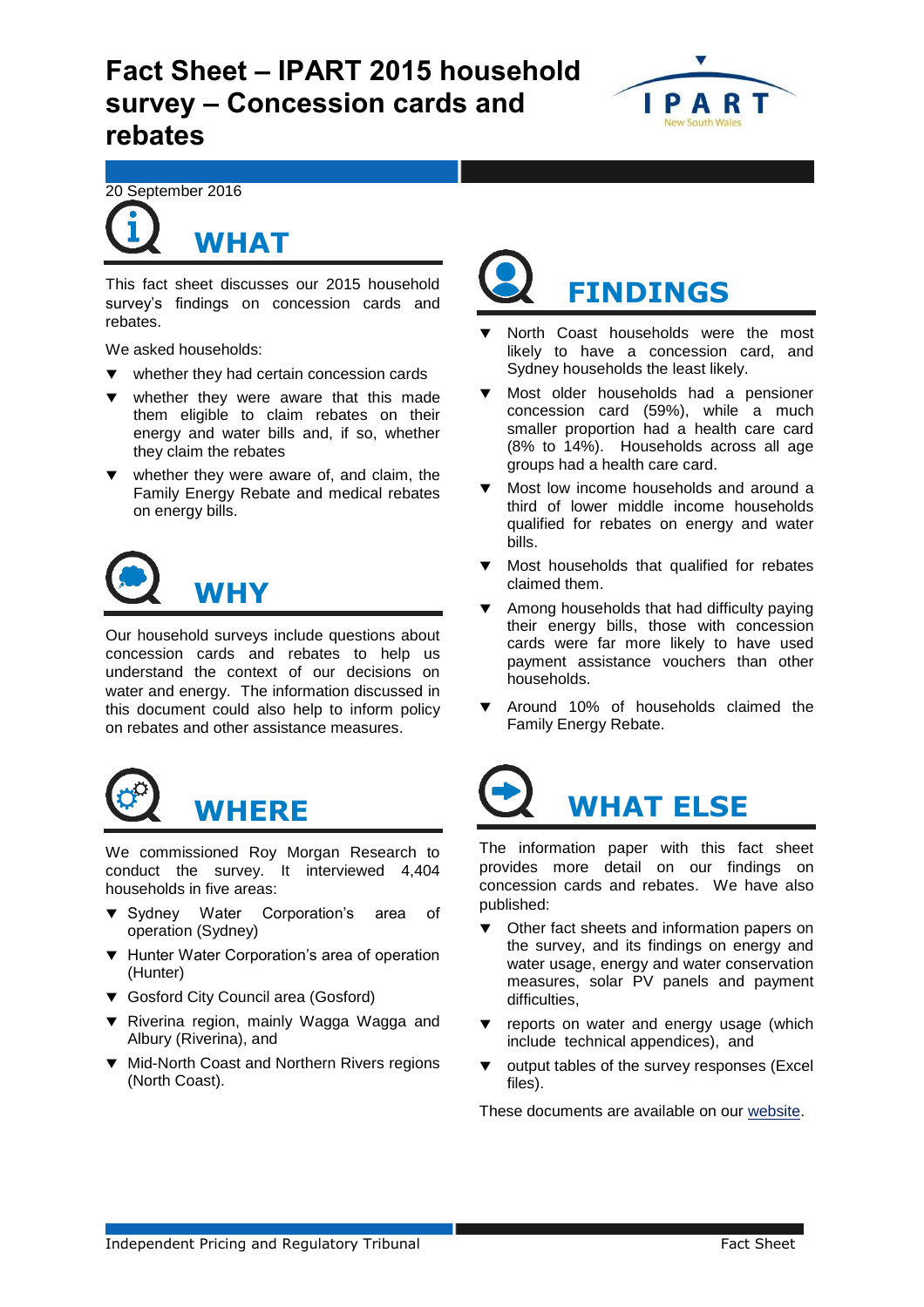# Fact Sheet – IPART 2015 household survey – Concession cards and rebates

20 September 2016

## WHAT

This fact sheet discusses our 2015 household survey's findings on concession cards and rebates.

We asked households:

- whether they had certain concession cards
- whether they were aware that this made them eligible to claim rebates on their energy and water bills and, if so, whether they claim the rebates
- whether they were aware of, and claim, the Family Energy Rebate and medical rebates on energy bills.

## WHY

Our household surveys include questions about concession cards and rebates to help us understand the context of our decisions on water and energy. The information discussed in this document could also help to inform policy on rebates and other assistance measures.

## WHERE

We commissioned Roy Morgan Research to conduct the survey. It interviewed 4,404 households in five areas:

- Sydney Water Corporation's area of operation (Sydney)
- Hunter Water Corporation's area of operation (Hunter)
- Gosford City Council area (Gosford)
- Riverina region, mainly Wagga Wagga and Albury (Riverina), and
- Mid-North Coast and Northern Rivers regions (North Coast).

## FINDINGS

- North Coast households were the most likely to have a concession card, and Sydney households the least likely.
- Most older households had a pensioner concession card (59%), while a much smaller proportion had a health care card (8% to 14%). Households across all age groups had a health care card.
- Most low income households and around a third of lower middle income households qualified for rebates on energy and water bills.
- Most households that qualified for rebates claimed them.
- Among households that had difficulty paying their energy bills, those with concession cards were far more likely to have used payment assistance vouchers than other households.
- Around 10% of households claimed the Family Energy Rebate.

## WHAT ELSE

The information paper with this fact sheet provides more detail on our findings on concession cards and rebates. We have also published:

- Other fact sheets and information papers on the survey, and its findings on energy and water usage, energy and water conservation measures, solar PV panels and payment difficulties,
- reports on water and energy usage (which include technical appendices), and
- output tables of the survey responses (Excel files).

These documents are available on our website.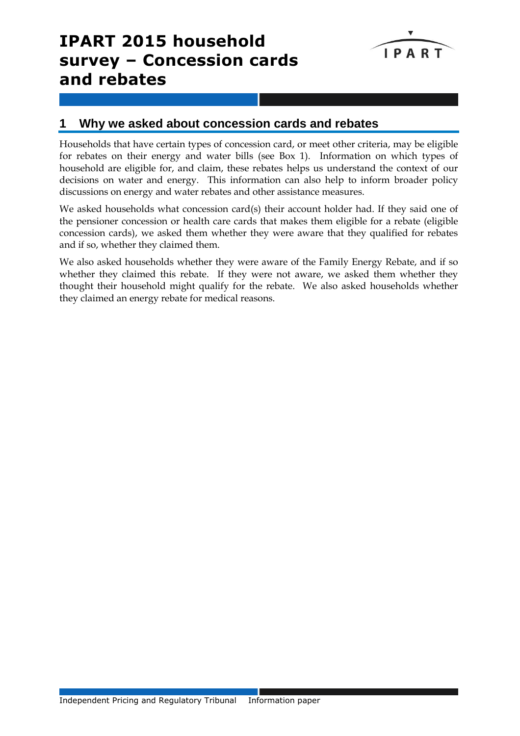# IPART 2015 household survey – Concession cards and rebates

## 1 Why we asked about concession cards and rebates

Households that have certain types of concession card, or meet other criteria, may be eligible for rebates on their energy and water bills (see Box 1). Information on which types of household are eligible for, and claim, these rebates helps us understand the context of our decisions on water and energy. This information can also help to inform broader policy discussions on energy and water rebates and other assistance measures.

We asked households what concession card(s) their account holder had. If they said one of the pensioner concession or health care cards that makes them eligible for a rebate (eligible concession cards), we asked them whether they were aware that they qualified for rebates and if so, whether they claimed them.

We also asked households whether they were aware of the Family Energy Rebate, and if so whether they claimed this rebate. If they were not aware, we asked them whether they thought their household might qualify for the rebate. We also asked households whether they claimed an energy rebate for medical reasons.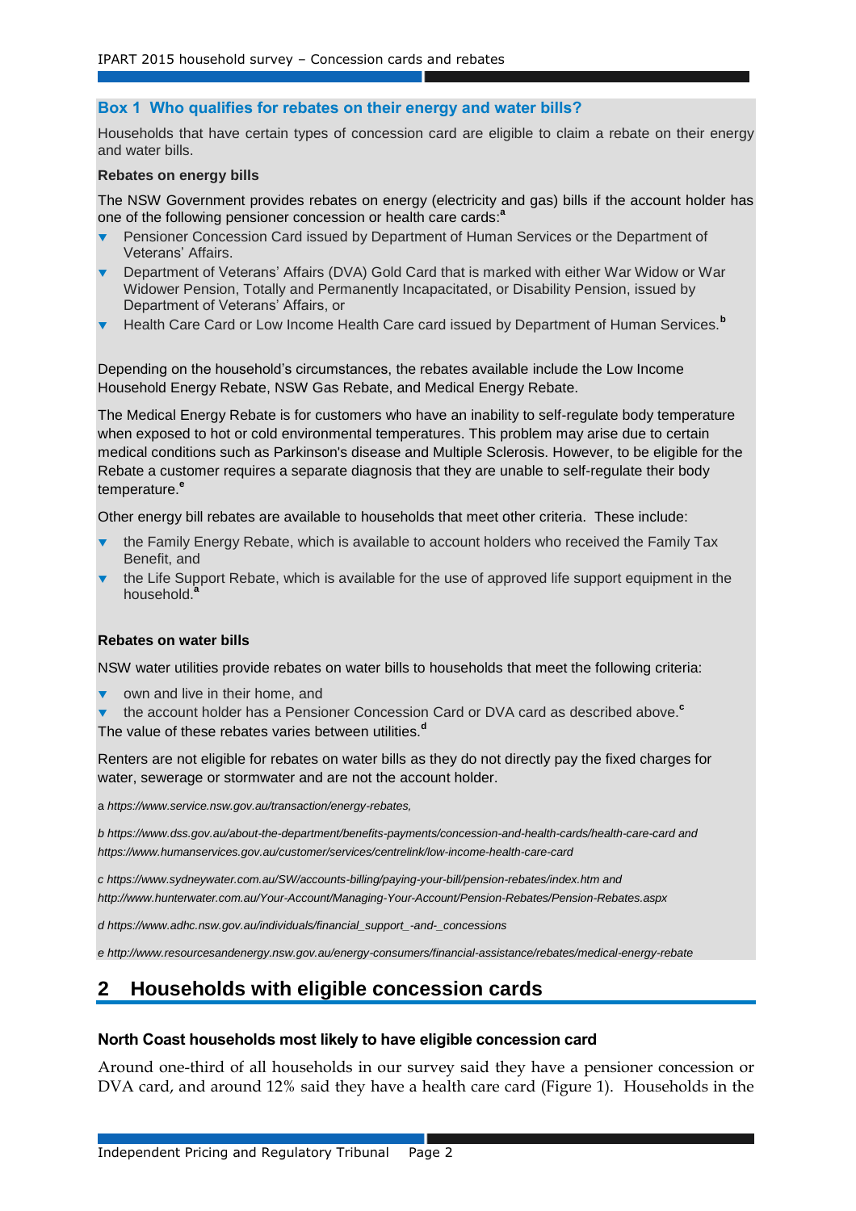### Box 1 Who qualifies for rebates on their energy and water bills?

Households that have certain types of concession card are eligible to claim a rebate on their energy and water bills.

**Rebates on energy bills**

The NSW Government provides rebates on energy (electricity and gas) bills if the account holder has one of the following pensioner concession or health care cards:[a]

- Pensioner Concession Card issued by Department of Human Services or the Department of Veterans' Affairs.
- Department of Veterans' Affairs (DVA) Gold Card that is marked with either War Widow or War Widower Pension, Totally and Permanently Incapacitated, or Disability Pension, issued by Department of Veterans' Affairs, or
- Health Care Card or Low Income Health Care card issued by Department of Human Services.[b]

Depending on the household's circumstances, the rebates available include the Low Income Household Energy Rebate, NSW Gas Rebate, and Medical Energy Rebate.

The Medical Energy Rebate is for customers who have an inability to self-regulate body temperature when exposed to hot or cold environmental temperatures. This problem may arise due to certain medical conditions such as Parkinson's disease and Multiple Sclerosis. However, to be eligible for the Rebate a customer requires a separate diagnosis that they are unable to self-regulate their body temperature.[e]

Other energy bill rebates are available to households that meet other criteria. These include:

- the Family Energy Rebate, which is available to account holders who received the Family Tax Benefit, and
- the Life Support Rebate, which is available for the use of approved life support equipment in the household.[a]

**Rebates on water bills**

NSW water utilities provide rebates on water bills to households that meet the following criteria:

- own and live in their home, and
- the account holder has a Pensioner Concession Card or DVA card as described above.[c]

The value of these rebates varies between utilities.[d]

Renters are not eligible for rebates on water bills as they do not directly pay the fixed charges for water, sewerage or stormwater and are not the account holder.

a *https://www.service.nsw.gov.au/transaction/energy-rebates,*

b *https://www.dss.gov.au/about-the-department/benefits-payments/concession-and-health-cards/health-care-card and https://www.humanservices.gov.au/customer/services/centrelink/low-income-health-care-card*

c *https://www.sydneywater.com.au/SW/accounts-billing/paying-your-bill/pension-rebates/index.htm and http://www.hunterwater.com.au/Your-Account/Managing-Your-Account/Pension-Rebates/Pension-Rebates.aspx*

d *https://www.adhc.nsw.gov.au/individuals/financial_support_-and-_concessions*

e *http://www.resourcesandenergy.nsw.gov.au/energy-consumers/financial-assistance/rebates/medical-energy-rebate*

## 2 Households with eligible concession cards

### North Coast households most likely to have eligible concession card

Around one-third of all households in our survey said they have a pensioner concession or DVA card, and around 12% said they have a health care card (Figure 1). Households in the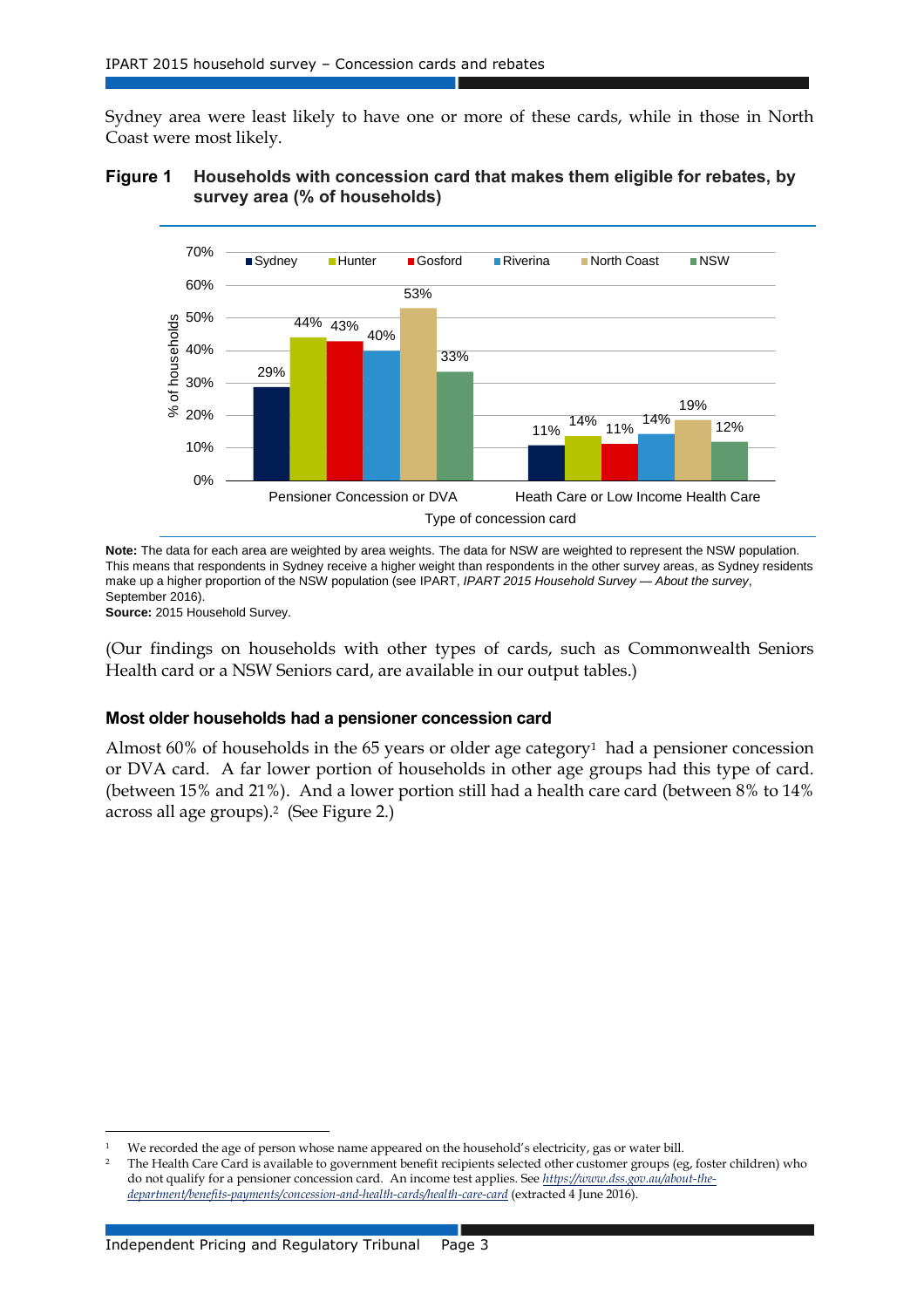Sydney area were least likely to have one or more of these cards, while in those in North Coast were most likely.

**Figure 1 Households with concession card that makes them eligible for rebates, by survey area (% of households)**

| Type of concession card | Sydney | Hunter | Gosford | Riverina | North Coast | NSW |
|---|---|---|---|---|---|---|
| Pensioner Concession or DVA | 29% | 44% | 43% | 40% | 53% | 33% |
| Heath Care or Low Income Health Care | 11% | 14% | 11% | 14% | 19% | 12% |

**Note:** The data for each area are weighted by area weights. The data for NSW are weighted to represent the NSW population. This means that respondents in Sydney receive a higher weight than respondents in the other survey areas, as Sydney residents make up a higher proportion of the NSW population (see IPART, *IPART 2015 Household Survey — About the survey*, September 2016).

**Source:** 2015 Household Survey.

(Our findings on households with other types of cards, such as Commonwealth Seniors Health card or a NSW Seniors card, are available in our output tables.)

### Most older households had a pensioner concession card

Almost 60% of households in the 65 years or older age category[1] had a pensioner concession or DVA card. A far lower portion of households in other age groups had this type of card. (between 15% and 21%). And a lower portion still had a health care card (between 8% to 14% across all age groups).[2] (See Figure 2.)

---

[1] We recorded the age of person whose name appeared on the household's electricity, gas or water bill.

[2] The Health Care Card is available to government benefit recipients selected other customer groups (eg, foster children) who do not qualify for a pensioner concession card. An income test applies. See *https://www.dss.gov.au/about-the-department/benefits-payments/concession-and-health-cards/health-care-card* (extracted 4 June 2016).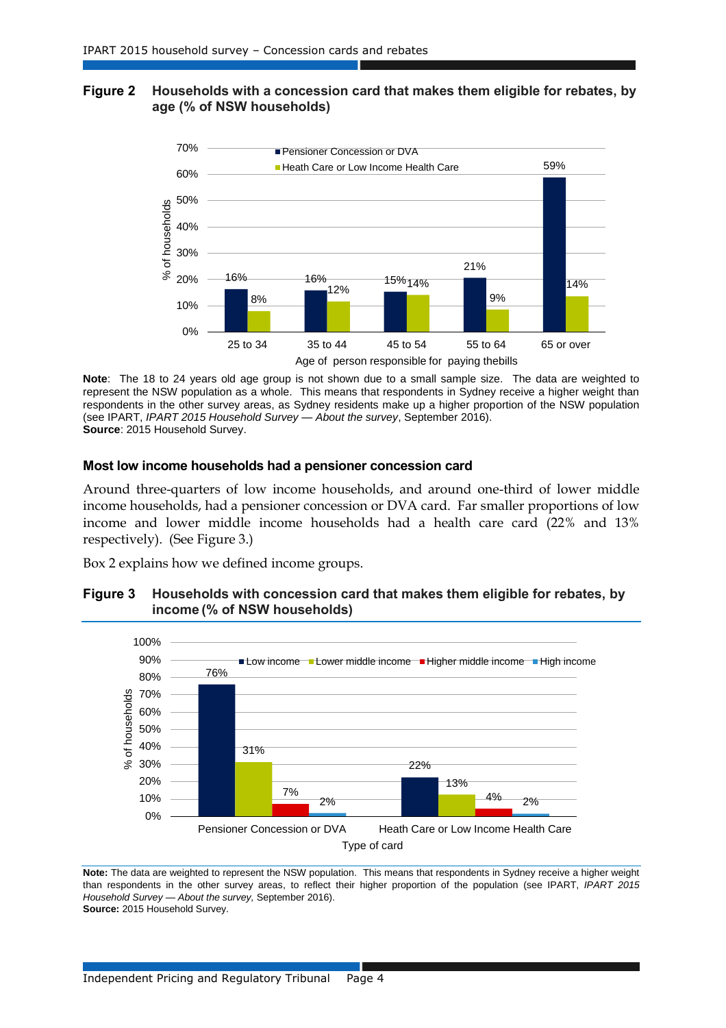**Figure 2 Households with a concession card that makes them eligible for rebates, by age (% of NSW households)**

| Age of person responsible for paying the bills | Pensioner Concession or DVA | Heath Care or Low Income Health Care |
|---|---|---|
| 25 to 34 | 16% | 8% |
| 35 to 44 | 16% | 12% |
| 45 to 54 | 15% | 14% |
| 55 to 64 | 21% | 9% |
| 65 or over | 59% | 14% |

**Note**: The 18 to 24 years old age group is not shown due to a small sample size. The data are weighted to represent the NSW population as a whole. This means that respondents in Sydney receive a higher weight than respondents in the other survey areas, as Sydney residents make up a higher proportion of the NSW population (see IPART, *IPART 2015 Household Survey — About the survey*, September 2016).
**Source**: 2015 Household Survey.

### Most low income households had a pensioner concession card

Around three-quarters of low income households, and around one-third of lower middle income households, had a pensioner concession or DVA card. Far smaller proportions of low income and lower middle income households had a health care card (22% and 13% respectively). (See Figure 3.)

Box 2 explains how we defined income groups.

**Figure 3 Households with concession card that makes them eligible for rebates, by income (% of NSW households)**

| Type of card | Low income | Lower middle income | Higher middle income | High income |
|---|---|---|---|---|
| Pensioner Concession or DVA | 76% | 31% | 7% | 2% |
| Heath Care or Low Income Health Care | 22% | 13% | 4% | 2% |

**Note:** The data are weighted to represent the NSW population. This means that respondents in Sydney receive a higher weight than respondents in the other survey areas, to reflect their higher proportion of the population (see IPART, *IPART 2015 Household Survey — About the survey,* September 2016).
**Source:** 2015 Household Survey.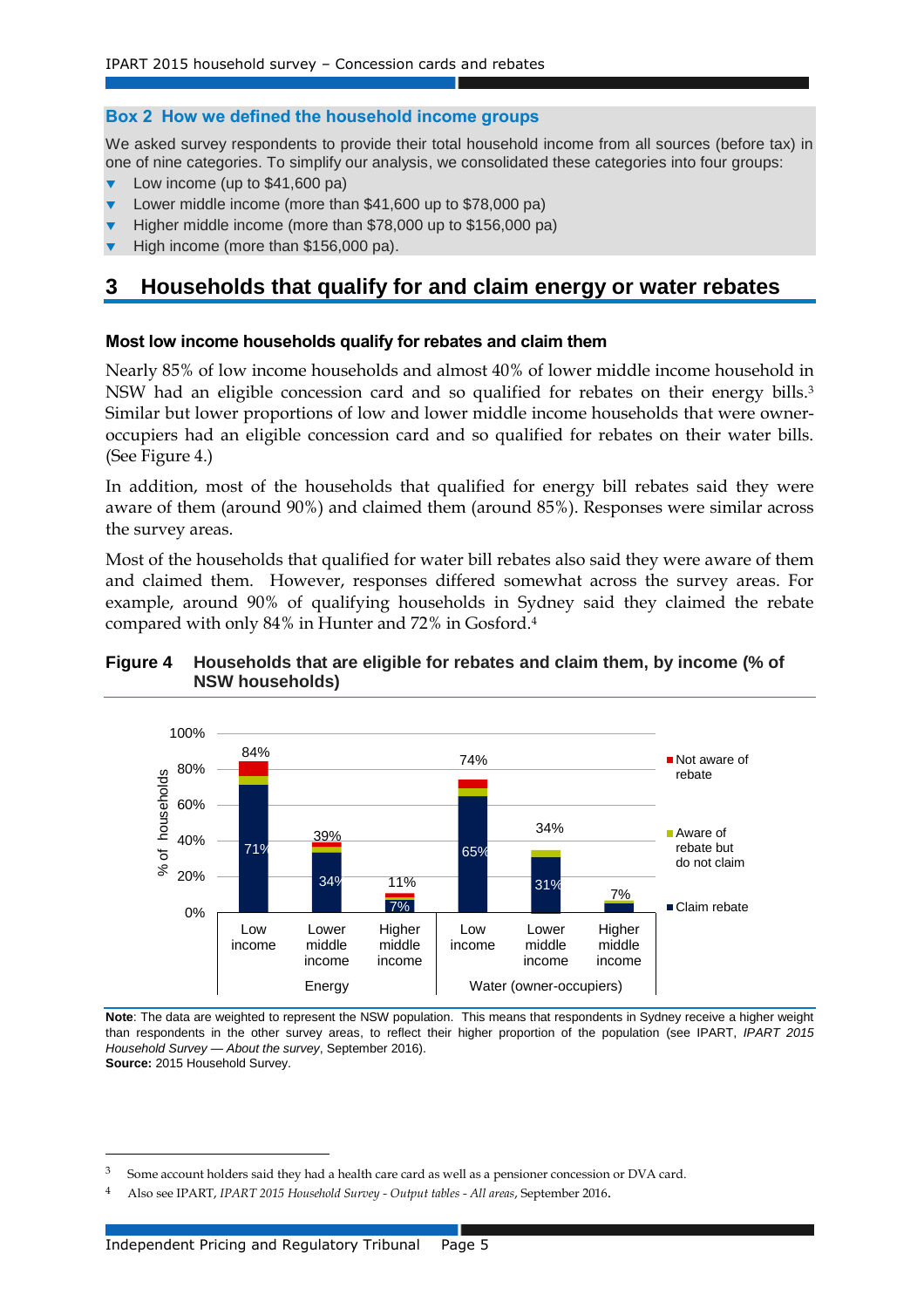### Box 2 How we defined the household income groups

We asked survey respondents to provide their total household income from all sources (before tax) in one of nine categories. To simplify our analysis, we consolidated these categories into four groups:

- Low income (up to $41,600 pa)
- Lower middle income (more than $41,600 up to $78,000 pa)
- Higher middle income (more than $78,000 up to $156,000 pa)
- High income (more than $156,000 pa).

# 3 Households that qualify for and claim energy or water rebates

### Most low income households qualify for rebates and claim them

Nearly 85% of low income households and almost 40% of lower middle income household in NSW had an eligible concession card and so qualified for rebates on their energy bills.[3] Similar but lower proportions of low and lower middle income households that were owner-occupiers had an eligible concession card and so qualified for rebates on their water bills. (See Figure 4.)

In addition, most of the households that qualified for energy bill rebates said they were aware of them (around 90%) and claimed them (around 85%). Responses were similar across the survey areas.

Most of the households that qualified for water bill rebates also said they were aware of them and claimed them. However, responses differed somewhat across the survey areas. For example, around 90% of qualifying households in Sydney said they claimed the rebate compared with only 84% in Hunter and 72% in Gosford.[4]

**Figure 4 Households that are eligible for rebates and claim them, by income (% of NSW households)**

| | Income group | Total eligible | Claim rebate |
|---|---|---|---|
| Energy | Low income | 84% | 71% |
| Energy | Lower middle income | 39% | 34% |
| Energy | Higher middle income | 11% | 7% |
| Water (owner-occupiers) | Low income | 74% | 65% |
| Water (owner-occupiers) | Lower middle income | 34% | 31% |
| Water (owner-occupiers) | Higher middle income | 7% | |

Legend: Not aware of rebate; Aware of rebate but do not claim; Claim rebate. Y-axis: % of households.

**Note**: The data are weighted to represent the NSW population. This means that respondents in Sydney receive a higher weight than respondents in the other survey areas, to reflect their higher proportion of the population (see IPART, *IPART 2015 Household Survey — About the survey*, September 2016).

**Source:** 2015 Household Survey.

[3] Some account holders said they had a health care card as well as a pensioner concession or DVA card.

[4] Also see IPART, *IPART 2015 Household Survey - Output tables - All areas*, September 2016.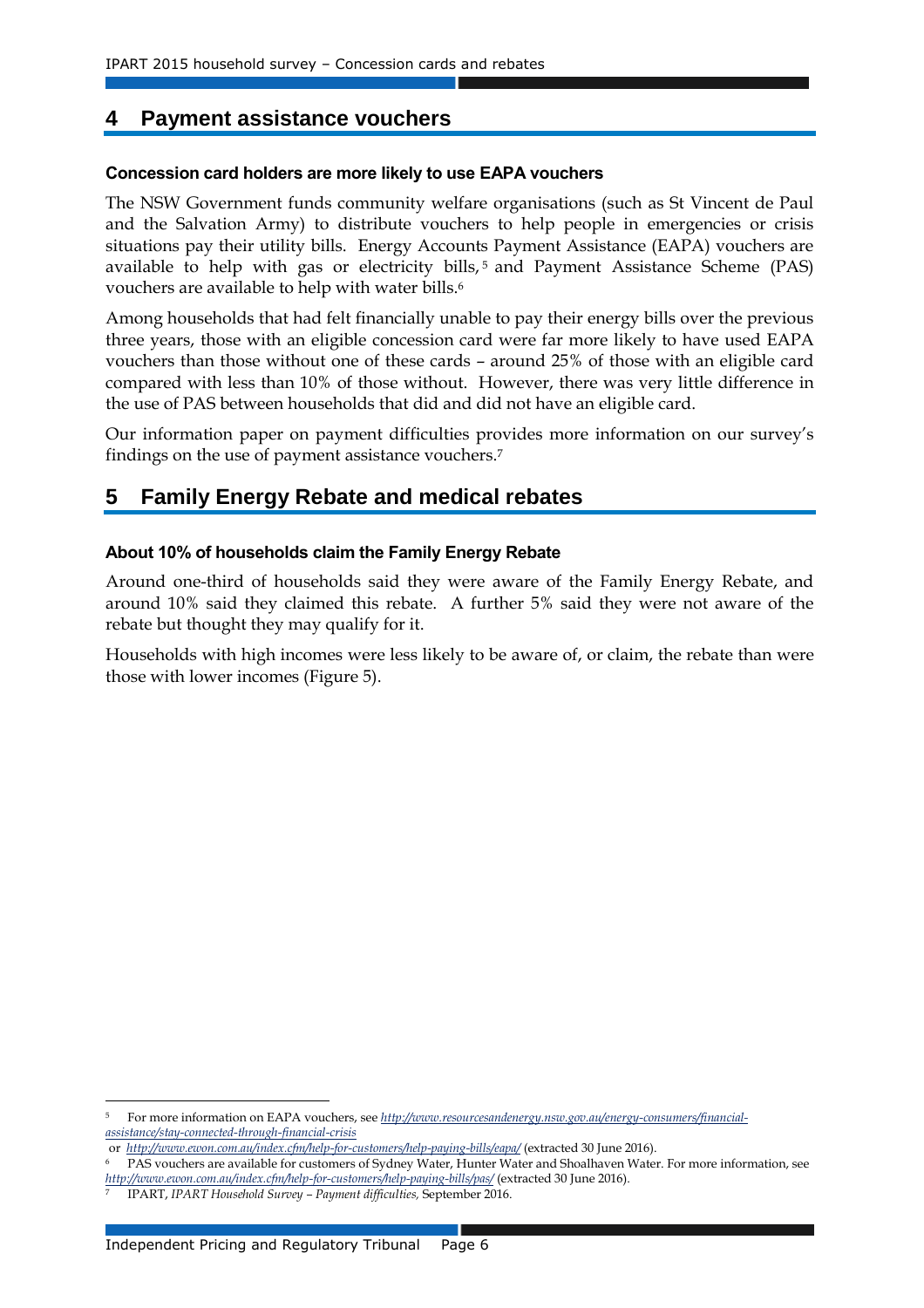# 4 Payment assistance vouchers

### Concession card holders are more likely to use EAPA vouchers

The NSW Government funds community welfare organisations (such as St Vincent de Paul and the Salvation Army) to distribute vouchers to help people in emergencies or crisis situations pay their utility bills. Energy Accounts Payment Assistance (EAPA) vouchers are available to help with gas or electricity bills,[5] and Payment Assistance Scheme (PAS) vouchers are available to help with water bills.[6]

Among households that had felt financially unable to pay their energy bills over the previous three years, those with an eligible concession card were far more likely to have used EAPA vouchers than those without one of these cards – around 25% of those with an eligible card compared with less than 10% of those without. However, there was very little difference in the use of PAS between households that did and did not have an eligible card.

Our information paper on payment difficulties provides more information on our survey's findings on the use of payment assistance vouchers.[7]

# 5 Family Energy Rebate and medical rebates

### About 10% of households claim the Family Energy Rebate

Around one-third of households said they were aware of the Family Energy Rebate, and around 10% said they claimed this rebate. A further 5% said they were not aware of the rebate but thought they may qualify for it.

Households with high incomes were less likely to be aware of, or claim, the rebate than were those with lower incomes (Figure 5).

---

[5] For more information on EAPA vouchers, see *http://www.resourcesandenergy.nsw.gov.au/energy-consumers/financial-assistance/stay-connected-through-financial-crisis* or *http://www.ewon.com.au/index.cfm/help-for-customers/help-paying-bills/eapa/* (extracted 30 June 2016).

[6] PAS vouchers are available for customers of Sydney Water, Hunter Water and Shoalhaven Water. For more information, see *http://www.ewon.com.au/index.cfm/help-for-customers/help-paying-bills/pas/* (extracted 30 June 2016).

[7] IPART, *IPART Household Survey – Payment difficulties,* September 2016.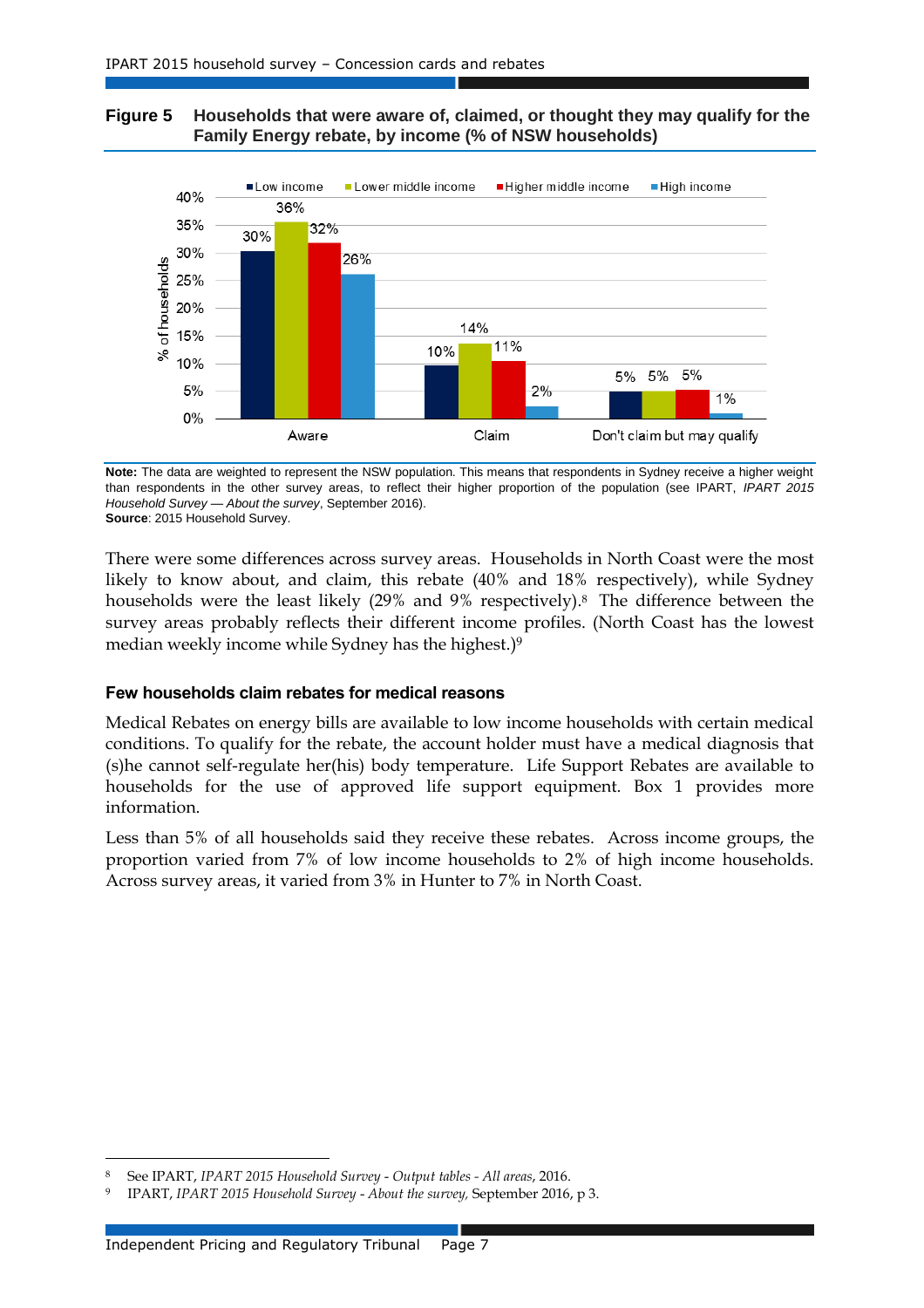**Figure 5 Households that were aware of, claimed, or thought they may qualify for the Family Energy rebate, by income (% of NSW households)**

| | Low income | Lower middle income | Higher middle income | High income |
|---|---|---|---|---|
| Aware | 30% | 36% | 32% | 26% |
| Claim | 10% | 14% | 11% | 2% |
| Don't claim but may qualify | 5% | 5% | 5% | 1% |

**Note:** The data are weighted to represent the NSW population. This means that respondents in Sydney receive a higher weight than respondents in the other survey areas, to reflect their higher proportion of the population (see IPART, *IPART 2015 Household Survey — About the survey*, September 2016).

**Source**: 2015 Household Survey.

There were some differences across survey areas. Households in North Coast were the most likely to know about, and claim, this rebate (40% and 18% respectively), while Sydney households were the least likely (29% and 9% respectively).[8] The difference between the survey areas probably reflects their different income profiles. (North Coast has the lowest median weekly income while Sydney has the highest.)[9]

### Few households claim rebates for medical reasons

Medical Rebates on energy bills are available to low income households with certain medical conditions. To qualify for the rebate, the account holder must have a medical diagnosis that (s)he cannot self-regulate her(his) body temperature. Life Support Rebates are available to households for the use of approved life support equipment. Box 1 provides more information.

Less than 5% of all households said they receive these rebates. Across income groups, the proportion varied from 7% of low income households to 2% of high income households. Across survey areas, it varied from 3% in Hunter to 7% in North Coast.

---

[8] See IPART, *IPART 2015 Household Survey - Output tables - All areas*, 2016.

[9] IPART, *IPART 2015 Household Survey - About the survey,* September 2016, p 3.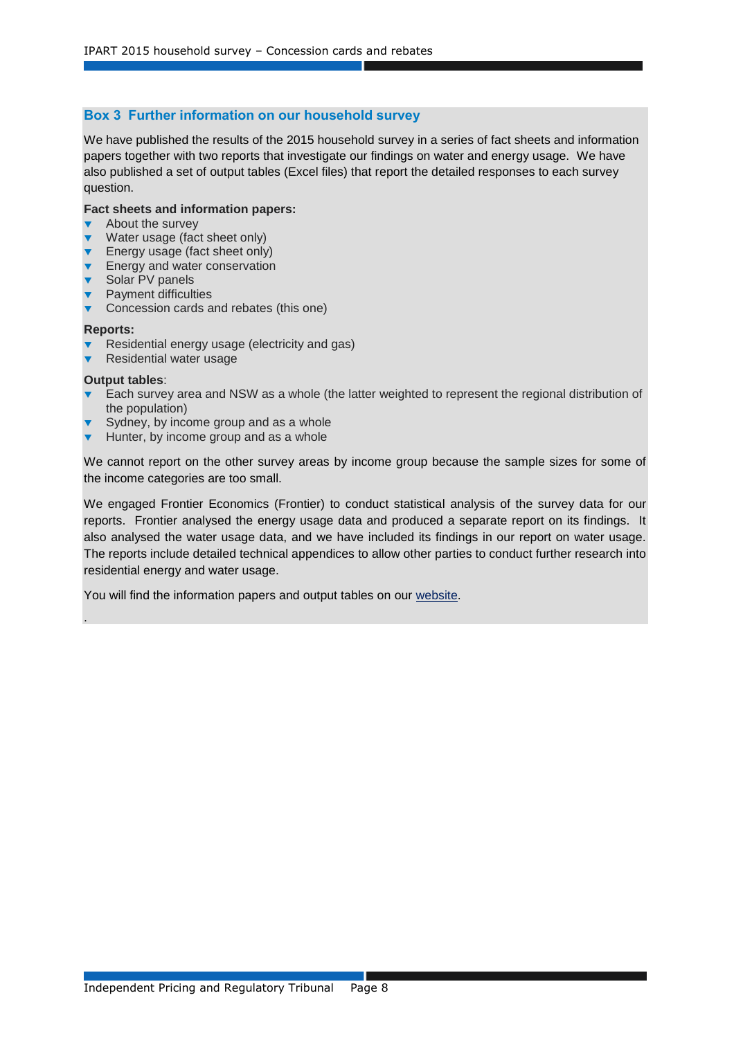## Box 3 Further information on our household survey

We have published the results of the 2015 household survey in a series of fact sheets and information papers together with two reports that investigate our findings on water and energy usage. We have also published a set of output tables (Excel files) that report the detailed responses to each survey question.

**Fact sheets and information papers:**

- About the survey
- Water usage (fact sheet only)
- Energy usage (fact sheet only)
- Energy and water conservation
- Solar PV panels
- Payment difficulties
- Concession cards and rebates (this one)

**Reports:**

- Residential energy usage (electricity and gas)
- Residential water usage

**Output tables**:

- Each survey area and NSW as a whole (the latter weighted to represent the regional distribution of the population)
- Sydney, by income group and as a whole
- Hunter, by income group and as a whole

We cannot report on the other survey areas by income group because the sample sizes for some of the income categories are too small.

We engaged Frontier Economics (Frontier) to conduct statistical analysis of the survey data for our reports. Frontier analysed the energy usage data and produced a separate report on its findings. It also analysed the water usage data, and we have included its findings in our report on water usage. The reports include detailed technical appendices to allow other parties to conduct further research into residential energy and water usage.

You will find the information papers and output tables on our website.